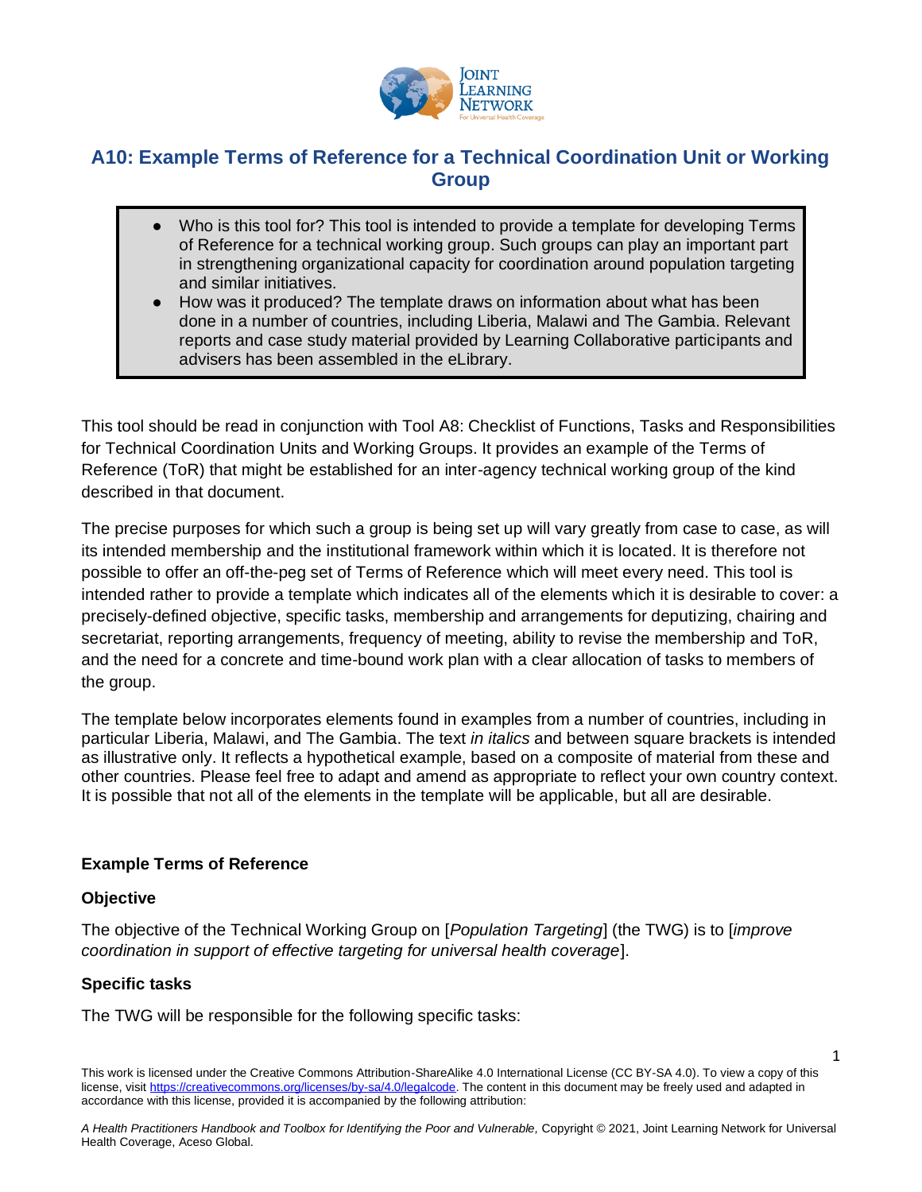# A10: Example Terms of Reference for a Technical Coordination Unit or Working Group

- Who is this tool for? This tool is intended to provide a template for developing Terms of Reference for a technical working group. Such groups can play an important part in strengthening organizational capacity for coordination around population targeting and similar initiatives.
- How was it produced? The template draws on information about what has been done in a number of countries, including Liberia, Malawi and The Gambia. Relevant reports and case study material provided by Learning Collaborative participants and advisers has been assembled in the eLibrary.

This tool should be read in conjunction with Tool A8: Checklist of Functions, Tasks and Responsibilities for Technical Coordination Units and Working Groups. It provides an example of the Terms of Reference (ToR) that might be established for an inter-agency technical working group of the kind described in that document.

The precise purposes for which such a group is being set up will vary greatly from case to case, as will its intended membership and the institutional framework within which it is located. It is therefore not possible to offer an off-the-peg set of Terms of Reference which will meet every need. This tool is intended rather to provide a template which indicates all of the elements which it is desirable to cover: a precisely-defined objective, specific tasks, membership and arrangements for deputizing, chairing and secretariat, reporting arrangements, frequency of meeting, ability to revise the membership and ToR, and the need for a concrete and time-bound work plan with a clear allocation of tasks to members of the group.

The template below incorporates elements found in examples from a number of countries, including in particular Liberia, Malawi, and The Gambia. The text *in italics* and between square brackets is intended as illustrative only. It reflects a hypothetical example, based on a composite of material from these and other countries. Please feel free to adapt and amend as appropriate to reflect your own country context. It is possible that not all of the elements in the template will be applicable, but all are desirable.

**Example Terms of Reference**

**Objective**

The objective of the Technical Working Group on [*Population Targeting*] (the TWG) is to [*improve coordination in support of effective targeting for universal health coverage*].

**Specific tasks**

The TWG will be responsible for the following specific tasks:

This work is licensed under the Creative Commons Attribution-ShareAlike 4.0 International License (CC BY-SA 4.0). To view a copy of this license, visit https://creativecommons.org/licenses/by-sa/4.0/legalcode. The content in this document may be freely used and adapted in accordance with this license, provided it is accompanied by the following attribution:

*A Health Practitioners Handbook and Toolbox for Identifying the Poor and Vulnerable,* Copyright © 2021, Joint Learning Network for Universal Health Coverage, Aceso Global.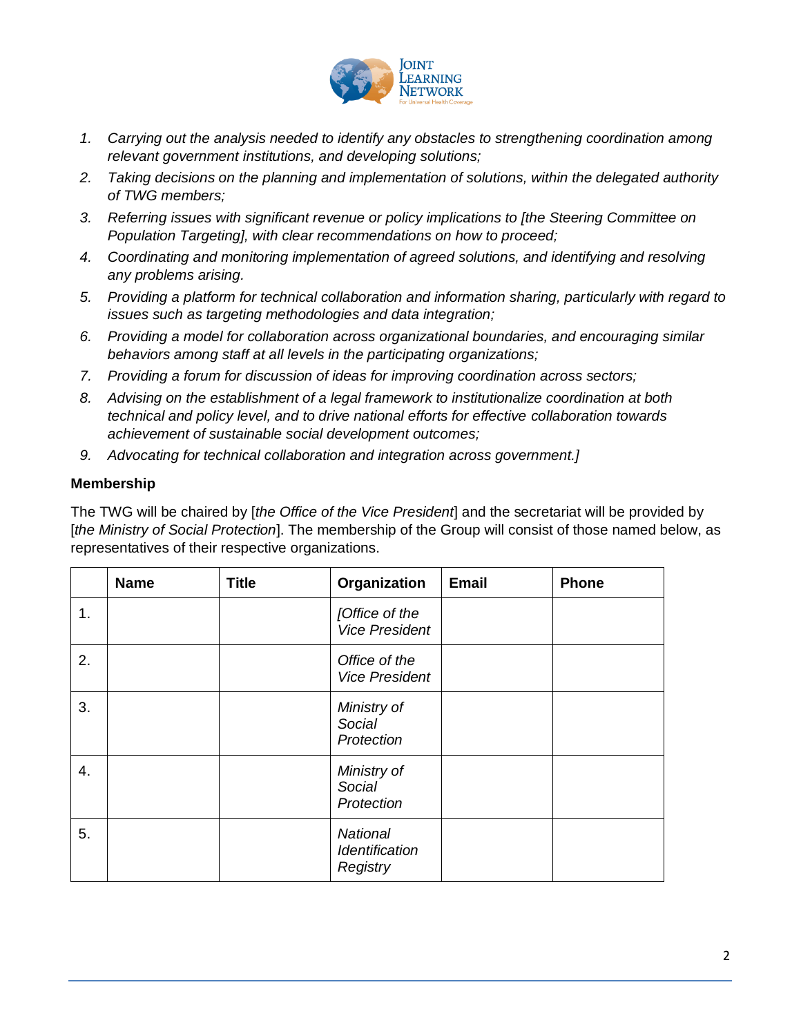1. *Carrying out the analysis needed to identify any obstacles to strengthening coordination among relevant government institutions, and developing solutions;*
2. *Taking decisions on the planning and implementation of solutions, within the delegated authority of TWG members;*
3. *Referring issues with significant revenue or policy implications to [the Steering Committee on Population Targeting], with clear recommendations on how to proceed;*
4. *Coordinating and monitoring implementation of agreed solutions, and identifying and resolving any problems arising.*
5. *Providing a platform for technical collaboration and information sharing, particularly with regard to issues such as targeting methodologies and data integration;*
6. *Providing a model for collaboration across organizational boundaries, and encouraging similar behaviors among staff at all levels in the participating organizations;*
7. *Providing a forum for discussion of ideas for improving coordination across sectors;*
8. *Advising on the establishment of a legal framework to institutionalize coordination at both technical and policy level, and to drive national efforts for effective collaboration towards achievement of sustainable social development outcomes;*
9. *Advocating for technical collaboration and integration across government.]*

**Membership**

The TWG will be chaired by [*the Office of the Vice President*] and the secretariat will be provided by [*the Ministry of Social Protection*]. The membership of the Group will consist of those named below, as representatives of their respective organizations.

| | Name | Title | Organization | Email | Phone |
|---|---|---|---|---|---|
| 1. | | | *[Office of the Vice President* | | |
| 2. | | | *Office of the Vice President* | | |
| 3. | | | *Ministry of Social Protection* | | |
| 4. | | | *Ministry of Social Protection* | | |
| 5. | | | *National Identification Registry* | | |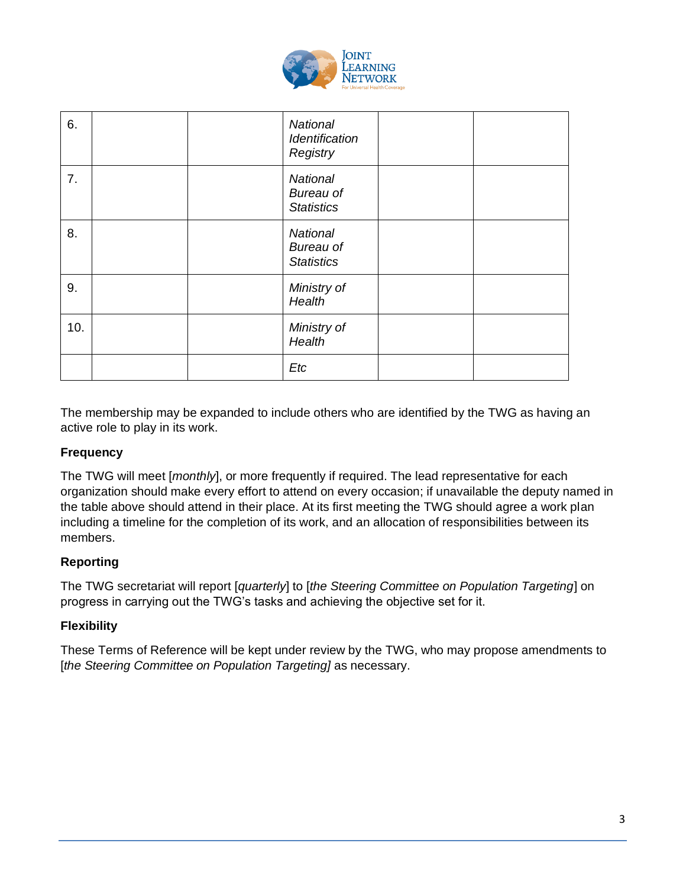| | | | | | |
|---|---|---|---|---|---|
| 6. | | | *National Identification Registry* | | |
| 7. | | | *National Bureau of Statistics* | | |
| 8. | | | *National Bureau of Statistics* | | |
| 9. | | | *Ministry of Health* | | |
| 10. | | | *Ministry of Health* | | |
| | | | *Etc* | | |

The membership may be expanded to include others who are identified by the TWG as having an active role to play in its work.

**Frequency**

The TWG will meet [*monthly*], or more frequently if required. The lead representative for each organization should make every effort to attend on every occasion; if unavailable the deputy named in the table above should attend in their place. At its first meeting the TWG should agree a work plan including a timeline for the completion of its work, and an allocation of responsibilities between its members.

**Reporting**

The TWG secretariat will report [*quarterly*] to [*the Steering Committee on Population Targeting*] on progress in carrying out the TWG's tasks and achieving the objective set for it.

**Flexibility**

These Terms of Reference will be kept under review by the TWG, who may propose amendments to [*the Steering Committee on Population Targeting]* as necessary.